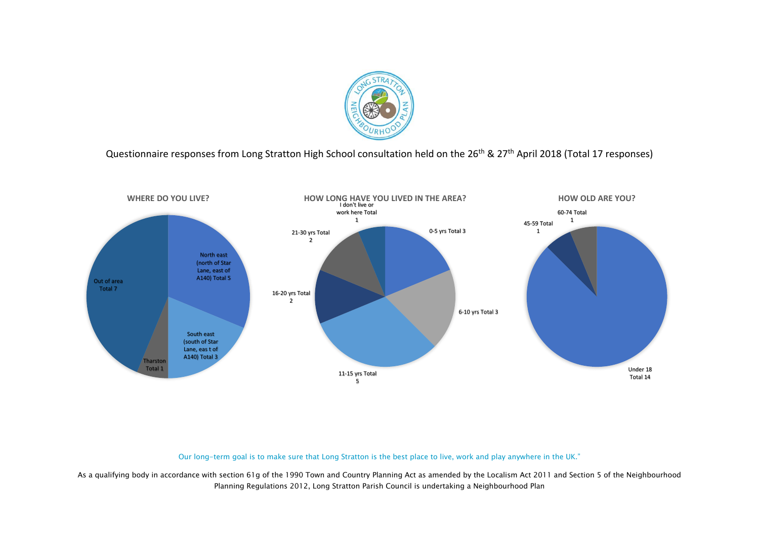Questionnaire responses from Long Stratton High School consultation held on the 26th & 27th April 2018 (Total 17 responses)

**WHERE DO YOU LIVE?**

- North east (north of Star Lane, east of A140) Total 5
- South east (south of Star Lane, eas t of A140) Total 3
- Tharston Total 1
- Out of area Total 7

**HOW LONG HAVE YOU LIVED IN THE AREA?**

- 0-5 yrs Total 3
- 6-10 yrs Total 3
- 11-15 yrs Total 5
- 16-20 yrs Total 2
- 21-30 yrs Total 2
- I don't live or work here Total 1

**HOW OLD ARE YOU?**

- Under 18 Total 14
- 45-59 Total 1
- 60-74 Total 1

Our long-term goal is to make sure that Long Stratton is the best place to live, work and play anywhere in the UK."

As a qualifying body in accordance with section 61g of the 1990 Town and Country Planning Act as amended by the Localism Act 2011 and Section 5 of the Neighbourhood Planning Regulations 2012, Long Stratton Parish Council is undertaking a Neighbourhood Plan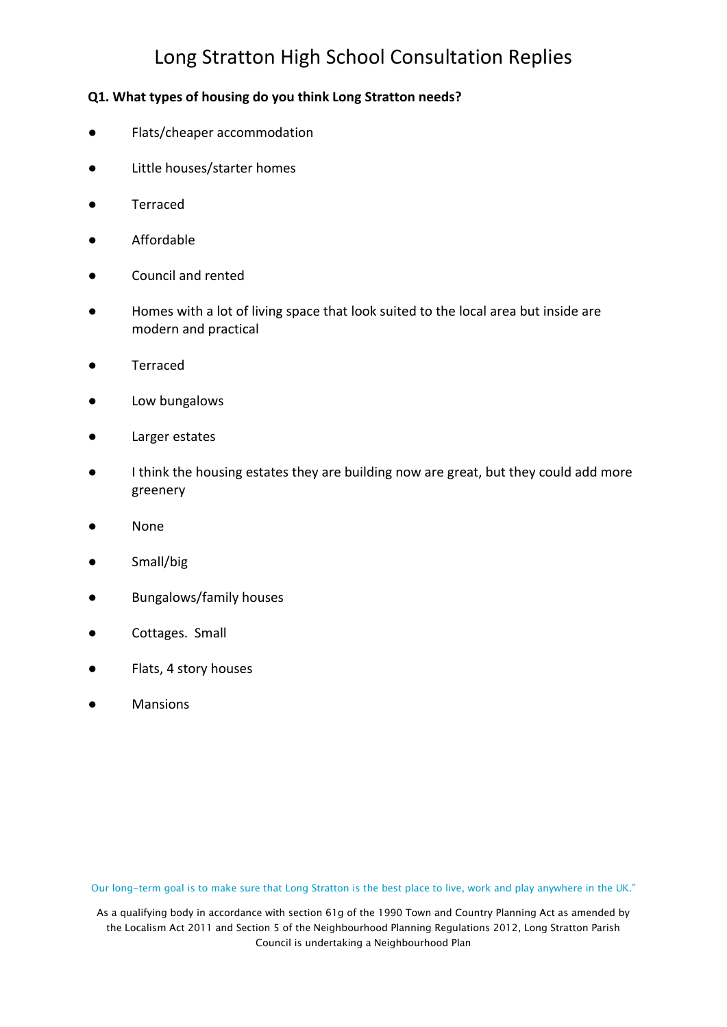# Long Stratton High School Consultation Replies

**Q1. What types of housing do you think Long Stratton needs?**

- Flats/cheaper accommodation
- Little houses/starter homes
- Terraced
- Affordable
- Council and rented
- Homes with a lot of living space that look suited to the local area but inside are modern and practical
- Terraced
- Low bungalows
- Larger estates
- I think the housing estates they are building now are great, but they could add more greenery
- None
- Small/big
- Bungalows/family houses
- Cottages.  Small
- Flats, 4 story houses
- Mansions

Our long-term goal is to make sure that Long Stratton is the best place to live, work and play anywhere in the UK."

As a qualifying body in accordance with section 61g of the 1990 Town and Country Planning Act as amended by the Localism Act 2011 and Section 5 of the Neighbourhood Planning Regulations 2012, Long Stratton Parish Council is undertaking a Neighbourhood Plan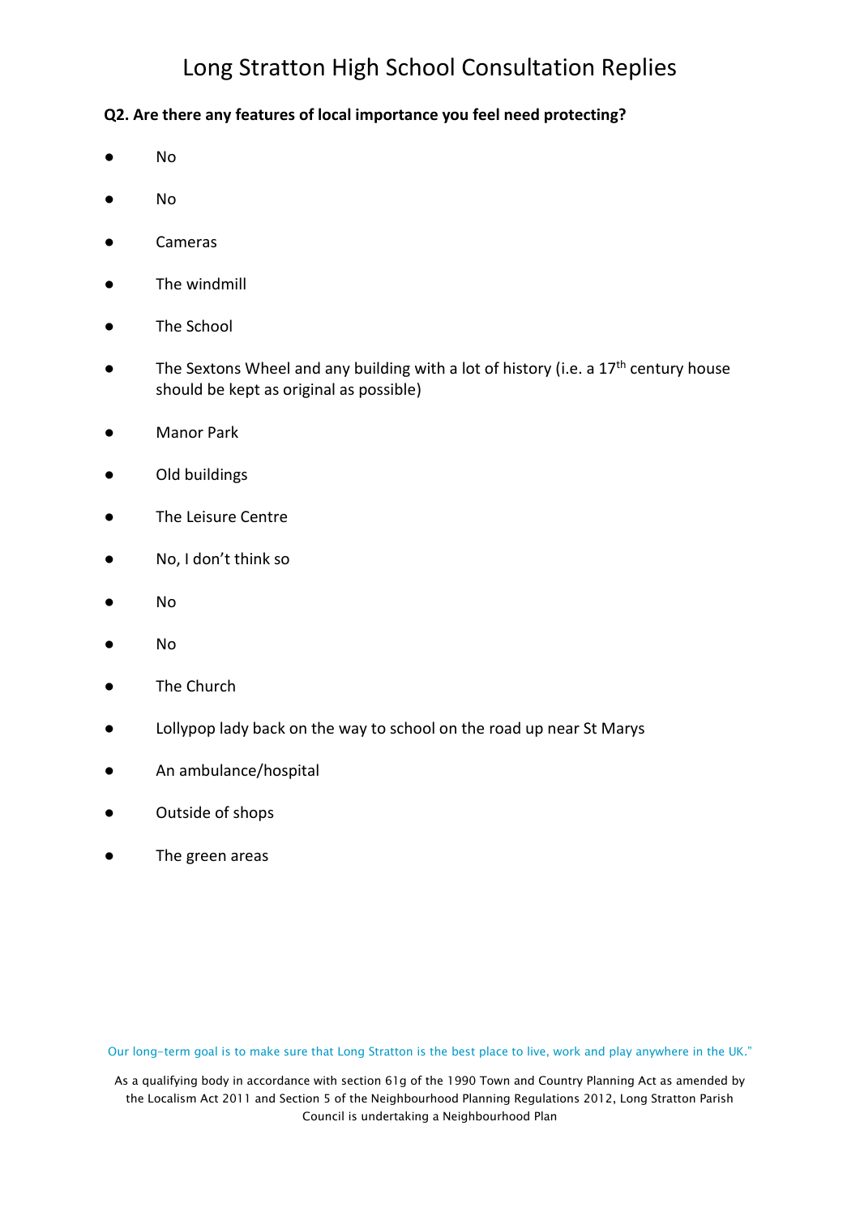# Long Stratton High School Consultation Replies

**Q2. Are there any features of local importance you feel need protecting?**

- No
- No
- Cameras
- The windmill
- The School
- The Sextons Wheel and any building with a lot of history (i.e. a 17th century house should be kept as original as possible)
- Manor Park
- Old buildings
- The Leisure Centre
- No, I don't think so
- No
- No
- The Church
- Lollypop lady back on the way to school on the road up near St Marys
- An ambulance/hospital
- Outside of shops
- The green areas

Our long-term goal is to make sure that Long Stratton is the best place to live, work and play anywhere in the UK."

As a qualifying body in accordance with section 61g of the 1990 Town and Country Planning Act as amended by the Localism Act 2011 and Section 5 of the Neighbourhood Planning Regulations 2012, Long Stratton Parish Council is undertaking a Neighbourhood Plan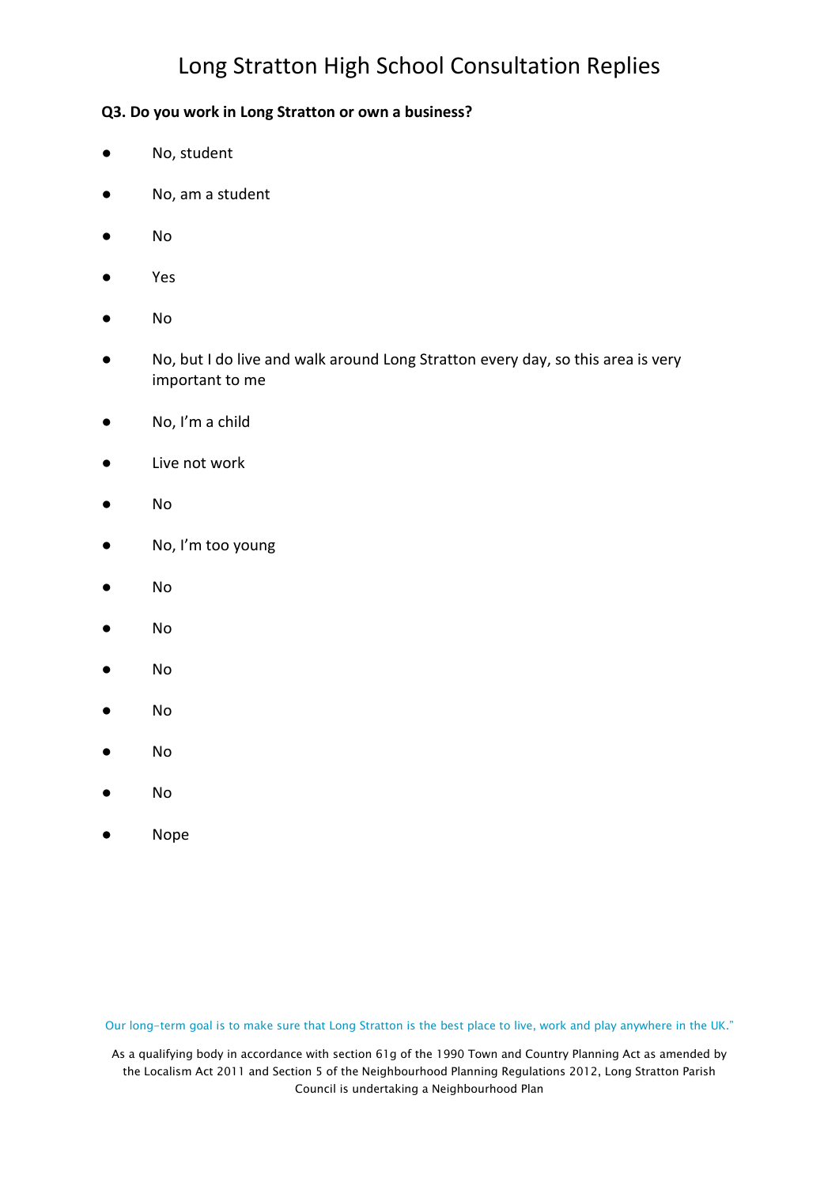# Long Stratton High School Consultation Replies

**Q3. Do you work in Long Stratton or own a business?**

- No, student
- No, am a student
- No
- Yes
- No
- No, but I do live and walk around Long Stratton every day, so this area is very important to me
- No, I'm a child
- Live not work
- No
- No, I'm too young
- No
- No
- No
- No
- No
- No
- Nope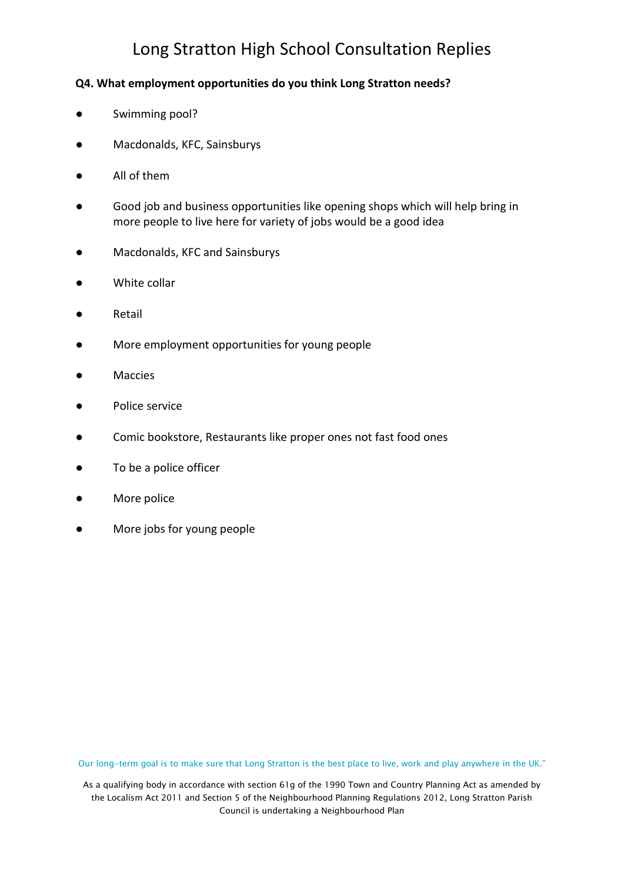# Long Stratton High School Consultation Replies

**Q4. What employment opportunities do you think Long Stratton needs?**

- Swimming pool?
- Macdonalds, KFC, Sainsburys
- All of them
- Good job and business opportunities like opening shops which will help bring in more people to live here for variety of jobs would be a good idea
- Macdonalds, KFC and Sainsburys
- White collar
- Retail
- More employment opportunities for young people
- Maccies
- Police service
- Comic bookstore, Restaurants like proper ones not fast food ones
- To be a police officer
- More police
- More jobs for young people

Our long-term goal is to make sure that Long Stratton is the best place to live, work and play anywhere in the UK."

As a qualifying body in accordance with section 61g of the 1990 Town and Country Planning Act as amended by the Localism Act 2011 and Section 5 of the Neighbourhood Planning Regulations 2012, Long Stratton Parish Council is undertaking a Neighbourhood Plan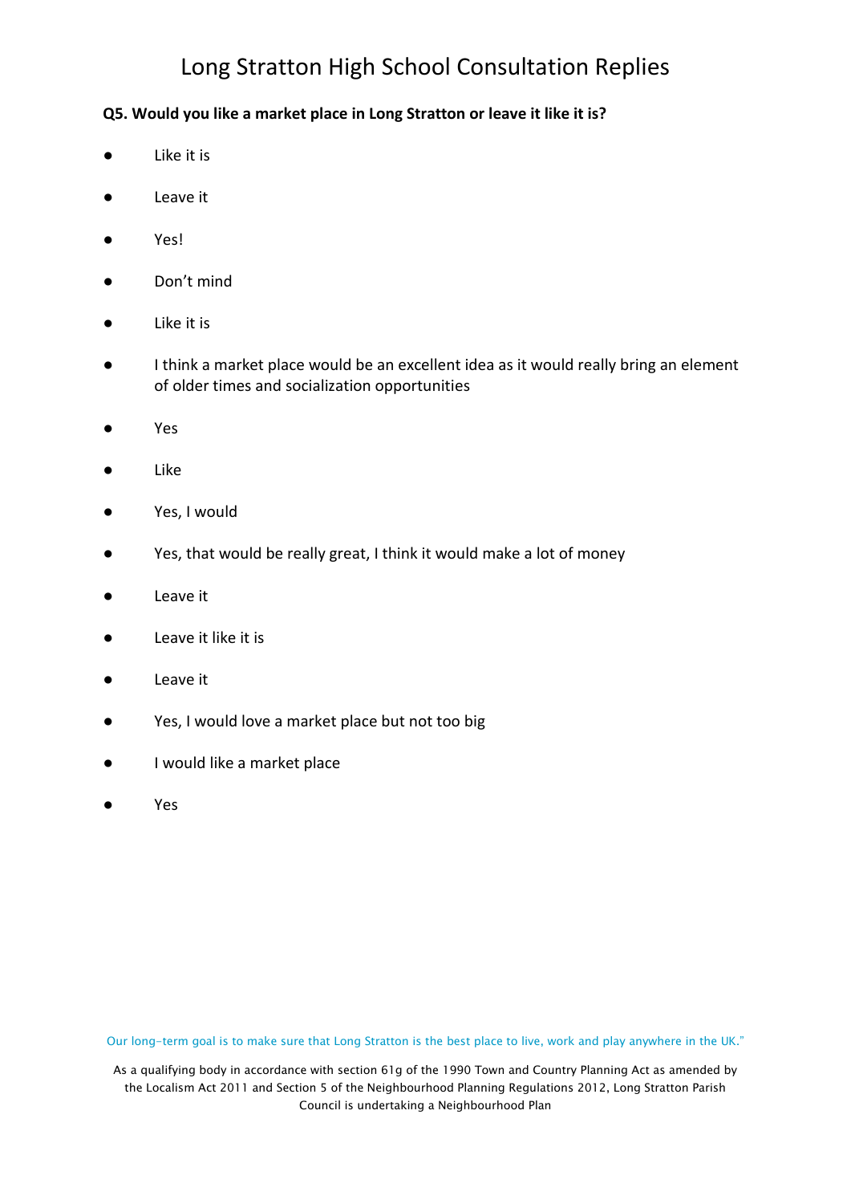# Long Stratton High School Consultation Replies

**Q5. Would you like a market place in Long Stratton or leave it like it is?**

- Like it is
- Leave it
- Yes!
- Don't mind
- Like it is
- I think a market place would be an excellent idea as it would really bring an element of older times and socialization opportunities
- Yes
- Like
- Yes, I would
- Yes, that would be really great, I think it would make a lot of money
- Leave it
- Leave it like it is
- Leave it
- Yes, I would love a market place but not too big
- I would like a market place
- Yes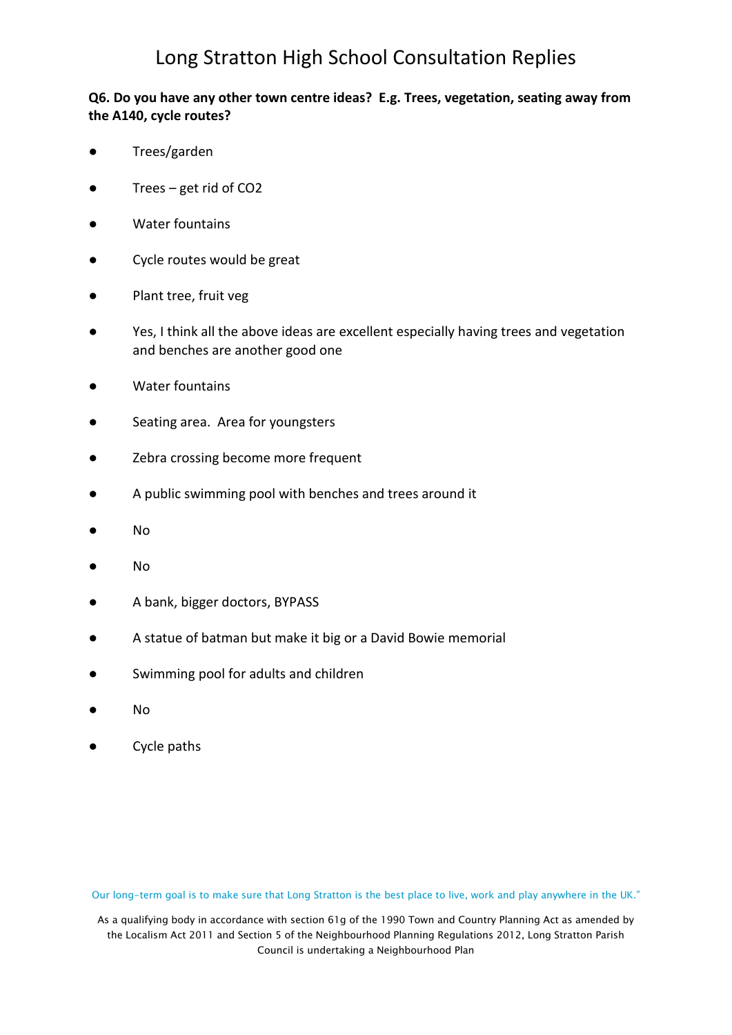# Long Stratton High School Consultation Replies

**Q6. Do you have any other town centre ideas? E.g. Trees, vegetation, seating away from the A140, cycle routes?**

- Trees/garden
- Trees – get rid of $CO_2$
- Water fountains
- Cycle routes would be great
- Plant tree, fruit veg
- Yes, I think all the above ideas are excellent especially having trees and vegetation and benches are another good one
- Water fountains
- Seating area. Area for youngsters
- Zebra crossing become more frequent
- A public swimming pool with benches and trees around it
- No
- No
- A bank, bigger doctors, BYPASS
- A statue of batman but make it big or a David Bowie memorial
- Swimming pool for adults and children
- No
- Cycle paths

Our long-term goal is to make sure that Long Stratton is the best place to live, work and play anywhere in the UK."

As a qualifying body in accordance with section 61g of the 1990 Town and Country Planning Act as amended by the Localism Act 2011 and Section 5 of the Neighbourhood Planning Regulations 2012, Long Stratton Parish Council is undertaking a Neighbourhood Plan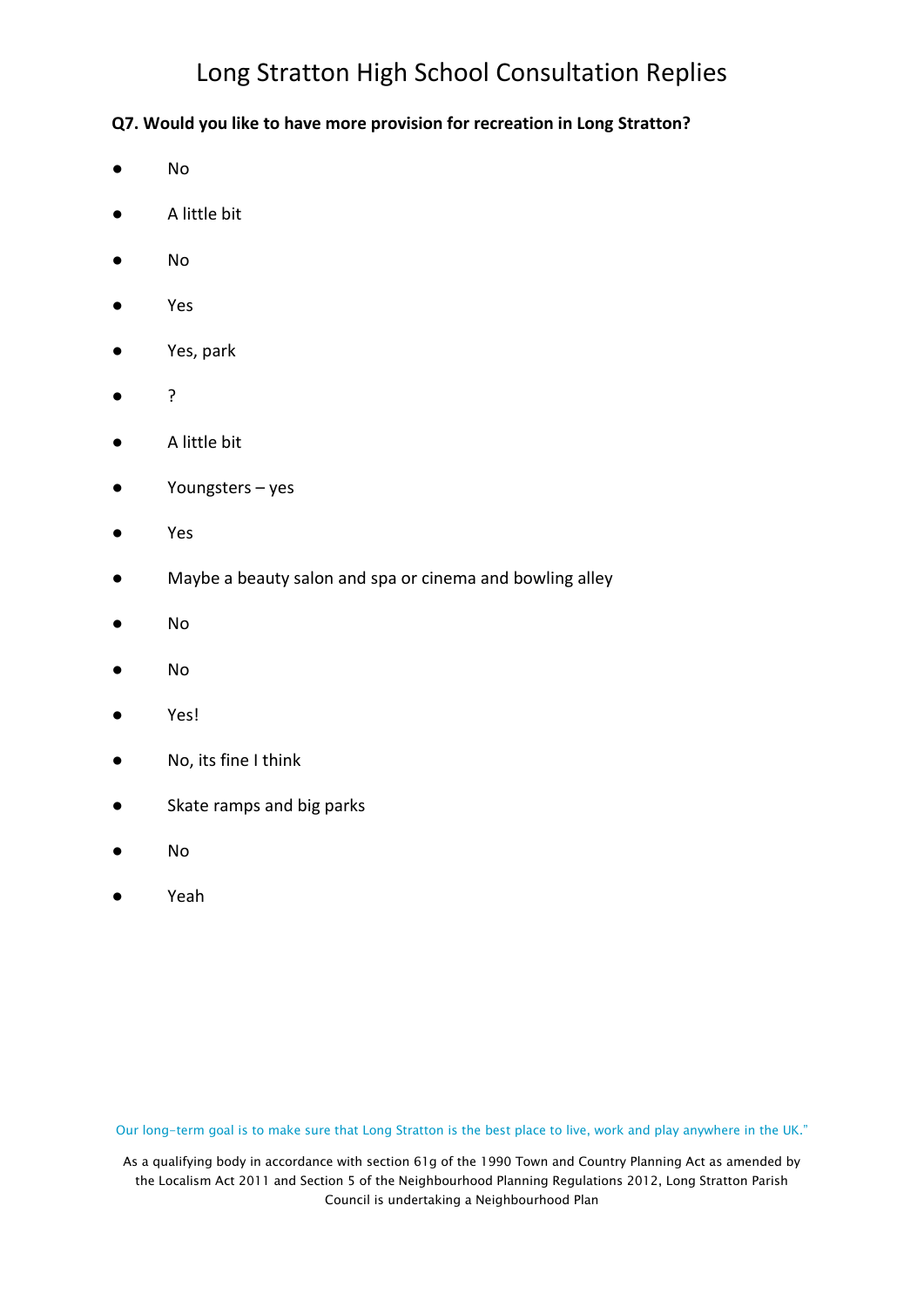# Long Stratton High School Consultation Replies

**Q7. Would you like to have more provision for recreation in Long Stratton?**

- No
- A little bit
- No
- Yes
- Yes, park
- ?
- A little bit
- Youngsters – yes
- Yes
- Maybe a beauty salon and spa or cinema and bowling alley
- No
- No
- Yes!
- No, its fine I think
- Skate ramps and big parks
- No
- Yeah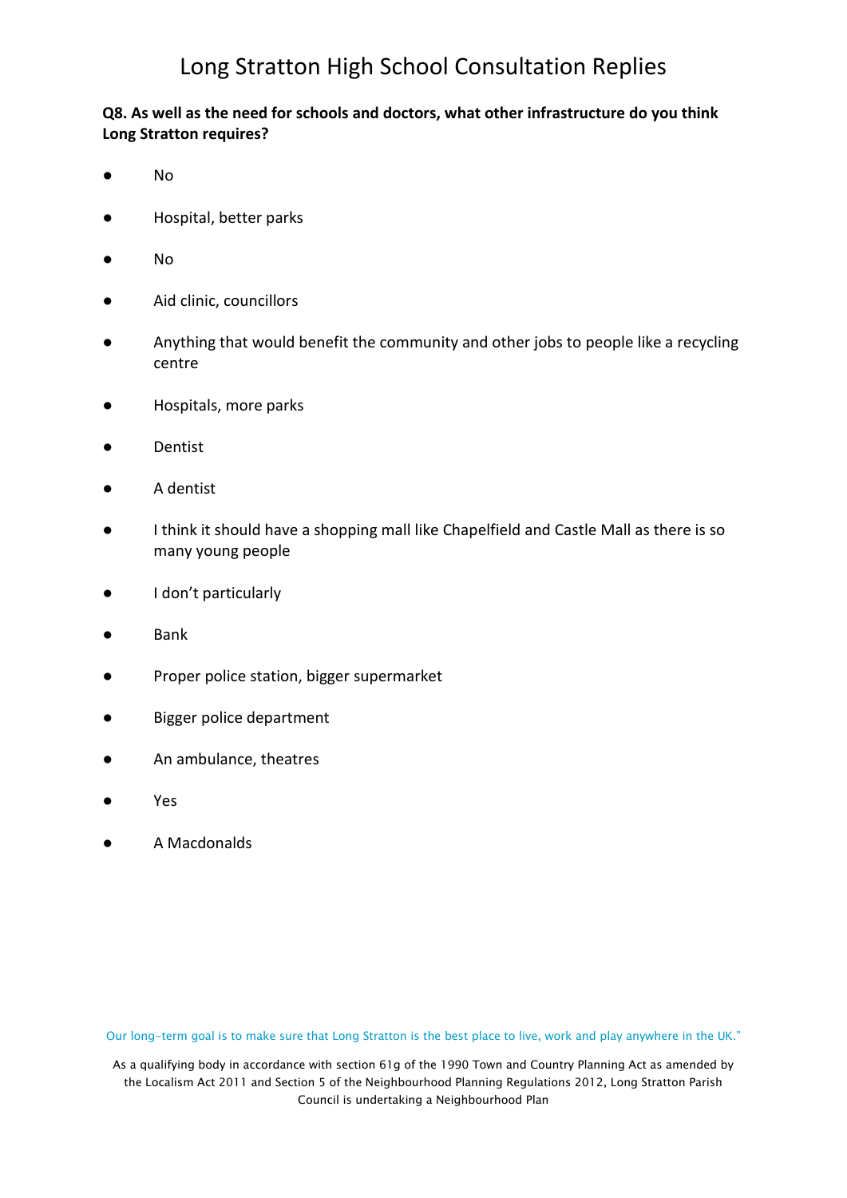# Long Stratton High School Consultation Replies

**Q8. As well as the need for schools and doctors, what other infrastructure do you think Long Stratton requires?**

- No
- Hospital, better parks
- No
- Aid clinic, councillors
- Anything that would benefit the community and other jobs to people like a recycling centre
- Hospitals, more parks
- Dentist
- A dentist
- I think it should have a shopping mall like Chapelfield and Castle Mall as there is so many young people
- I don't particularly
- Bank
- Proper police station, bigger supermarket
- Bigger police department
- An ambulance, theatres
- Yes
- A Macdonalds

Our long-term goal is to make sure that Long Stratton is the best place to live, work and play anywhere in the UK."

As a qualifying body in accordance with section 61g of the 1990 Town and Country Planning Act as amended by the Localism Act 2011 and Section 5 of the Neighbourhood Planning Regulations 2012, Long Stratton Parish Council is undertaking a Neighbourhood Plan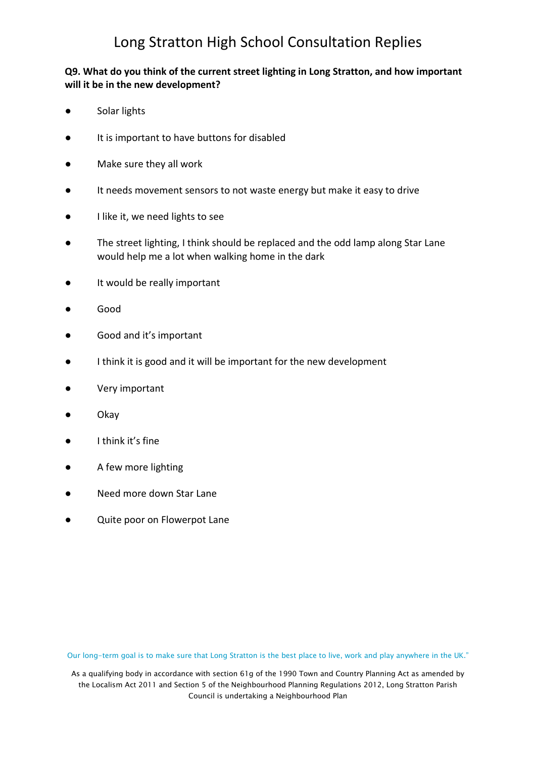# Long Stratton High School Consultation Replies

**Q9. What do you think of the current street lighting in Long Stratton, and how important will it be in the new development?**

- Solar lights
- It is important to have buttons for disabled
- Make sure they all work
- It needs movement sensors to not waste energy but make it easy to drive
- I like it, we need lights to see
- The street lighting, I think should be replaced and the odd lamp along Star Lane would help me a lot when walking home in the dark
- It would be really important
- Good
- Good and it's important
- I think it is good and it will be important for the new development
- Very important
- Okay
- I think it's fine
- A few more lighting
- Need more down Star Lane
- Quite poor on Flowerpot Lane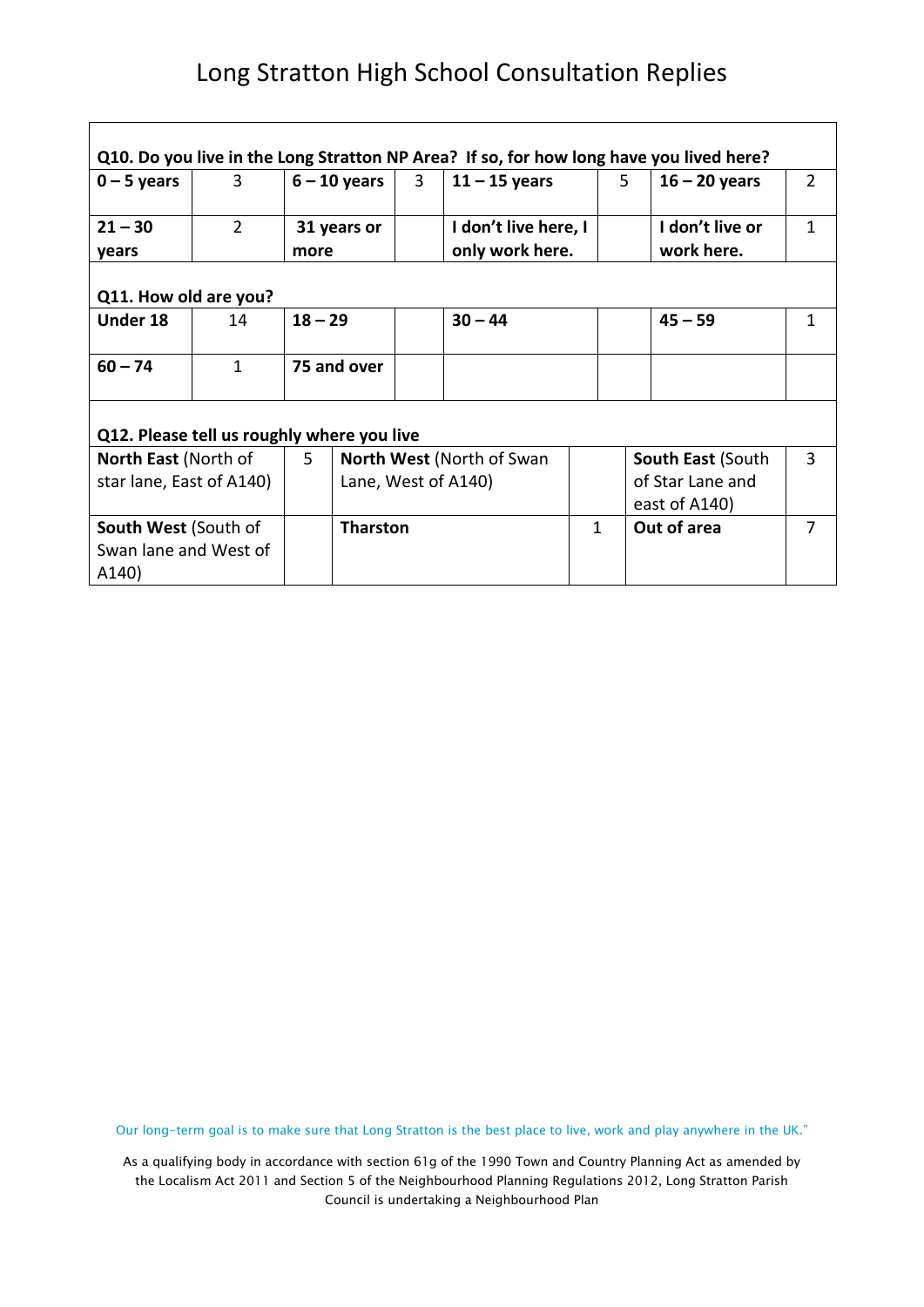# Long Stratton High School Consultation Replies

**Q10. Do you live in the Long Stratton NP Area? If so, for how long have you lived here?**

| | | | | | | | |
|---|---|---|---|---|---|---|---|
| **0 – 5 years** | 3 | **6 – 10 years** | 3 | **11 – 15 years** | 5 | **16 – 20 years** | 2 |
| **21 – 30 years** | 2 | **31 years or more** | | **I don't live here, I only work here.** | | **I don't live or work here.** | 1 |

**Q11. How old are you?**

| | | | | | | | |
|---|---|---|---|---|---|---|---|
| **Under 18** | 14 | **18 – 29** | | **30 – 44** | | **45 – 59** | 1 |
| **60 – 74** | 1 | **75 and over** | | | | | |

**Q12. Please tell us roughly where you live**

| | | | | | |
|---|---|---|---|---|---|
| **North East** (North of star lane, East of A140) | 5 | **North West** (North of Swan Lane, West of A140) | | **South East** (South of Star Lane and east of A140) | 3 |
| **South West** (South of Swan lane and West of A140) | | **Tharston** | 1 | **Out of area** | 7 |

Our long-term goal is to make sure that Long Stratton is the best place to live, work and play anywhere in the UK."

As a qualifying body in accordance with section 61g of the 1990 Town and Country Planning Act as amended by the Localism Act 2011 and Section 5 of the Neighbourhood Planning Regulations 2012, Long Stratton Parish Council is undertaking a Neighbourhood Plan